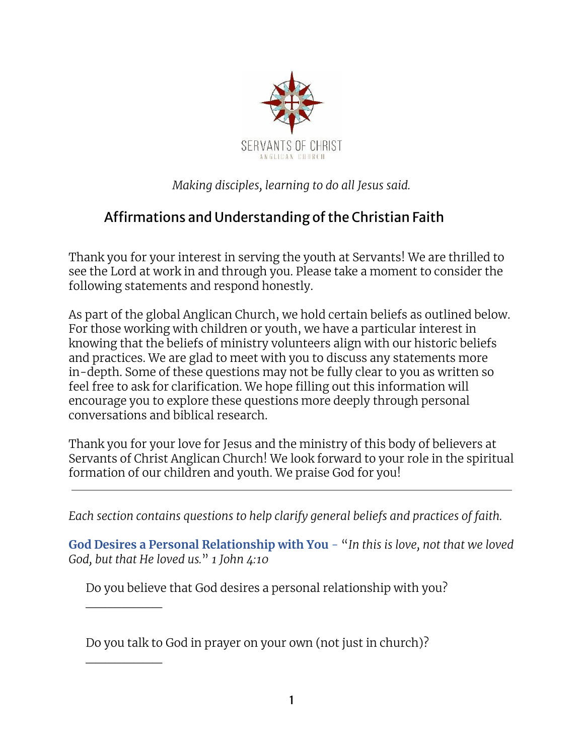SERVANTS OF CHRIST
ANGLICAN CHURCH

*Making disciples, learning to do all Jesus said.*

## Affirmations and Understanding of the Christian Faith

Thank you for your interest in serving the youth at Servants! We are thrilled to see the Lord at work in and through you. Please take a moment to consider the following statements and respond honestly.

As part of the global Anglican Church, we hold certain beliefs as outlined below. For those working with children or youth, we have a particular interest in knowing that the beliefs of ministry volunteers align with our historic beliefs and practices. We are glad to meet with you to discuss any statements more in-depth. Some of these questions may not be fully clear to you as written so feel free to ask for clarification. We hope filling out this information will encourage you to explore these questions more deeply through personal conversations and biblical research.

Thank you for your love for Jesus and the ministry of this body of believers at Servants of Christ Anglican Church! We look forward to your role in the spiritual formation of our children and youth. We praise God for you!

---

*Each section contains questions to help clarify general beliefs and practices of faith.*

**God Desires a Personal Relationship with You** - "*In this is love, not that we loved God, but that He loved us.*" *1 John 4:10*

Do you believe that God desires a personal relationship with you?

\_\_\_\_\_\_\_\_\_\_\_\_

Do you talk to God in prayer on your own (not just in church)?

\_\_\_\_\_\_\_\_\_\_\_\_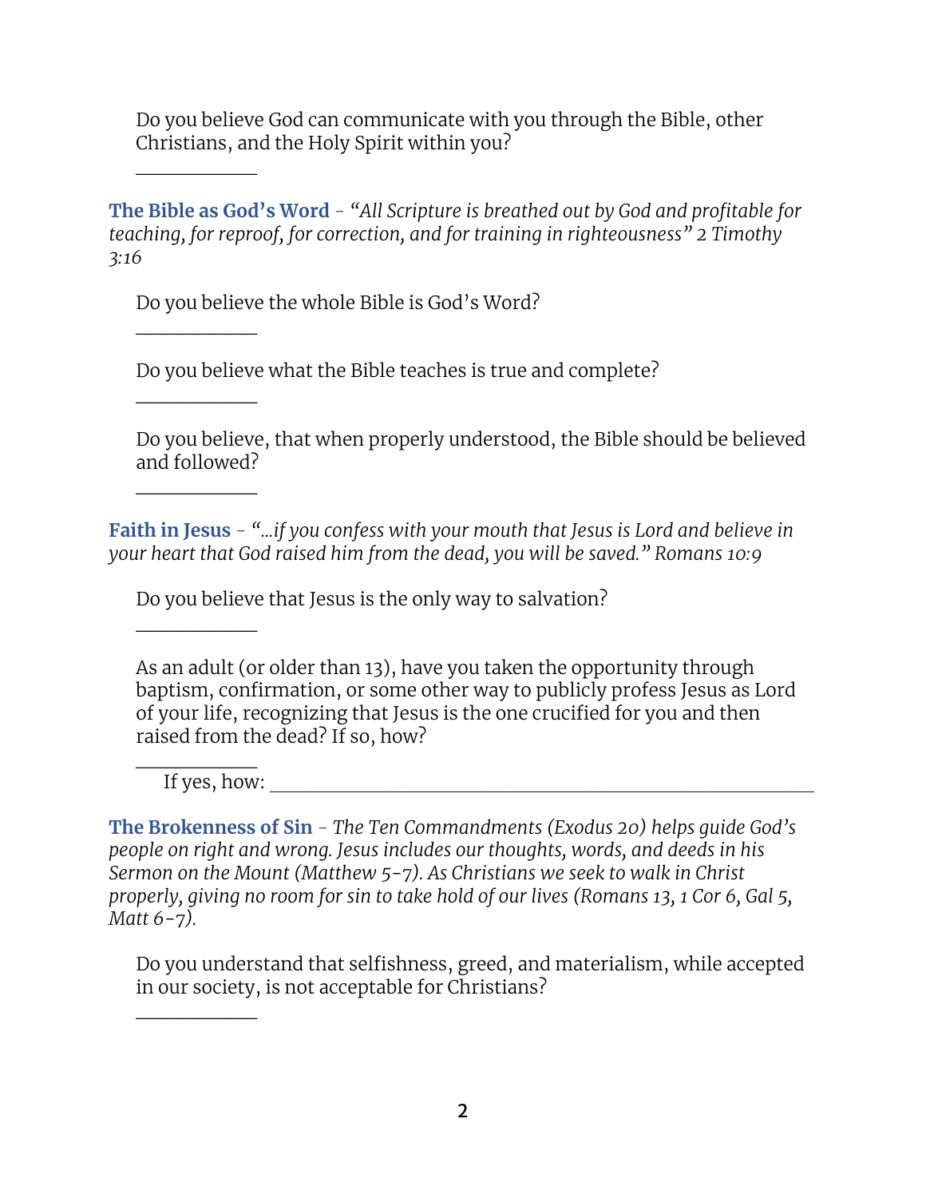Do you believe God can communicate with you through the Bible, other Christians, and the Holy Spirit within you?

____________

**The Bible as God's Word** - *"All Scripture is breathed out by God and profitable for teaching, for reproof, for correction, and for training in righteousness" 2 Timothy 3:16*

Do you believe the whole Bible is God's Word?

____________

Do you believe what the Bible teaches is true and complete?

____________

Do you believe, that when properly understood, the Bible should be believed and followed?

____________

**Faith in Jesus** - *"...if you confess with your mouth that Jesus is Lord and believe in your heart that God raised him from the dead, you will be saved." Romans 10:9*

Do you believe that Jesus is the only way to salvation?

____________

As an adult (or older than 13), have you taken the opportunity through baptism, confirmation, or some other way to publicly profess Jesus as Lord of your life, recognizing that Jesus is the one crucified for you and then raised from the dead? If so, how?

____________

If yes, how: ________________________________________________

**The Brokenness of Sin** - *The Ten Commandments (Exodus 20) helps guide God's people on right and wrong. Jesus includes our thoughts, words, and deeds in his Sermon on the Mount (Matthew 5-7). As Christians we seek to walk in Christ properly, giving no room for sin to take hold of our lives (Romans 13, 1 Cor 6, Gal 5, Matt 6-7).*

Do you understand that selfishness, greed, and materialism, while accepted in our society, is not acceptable for Christians?

____________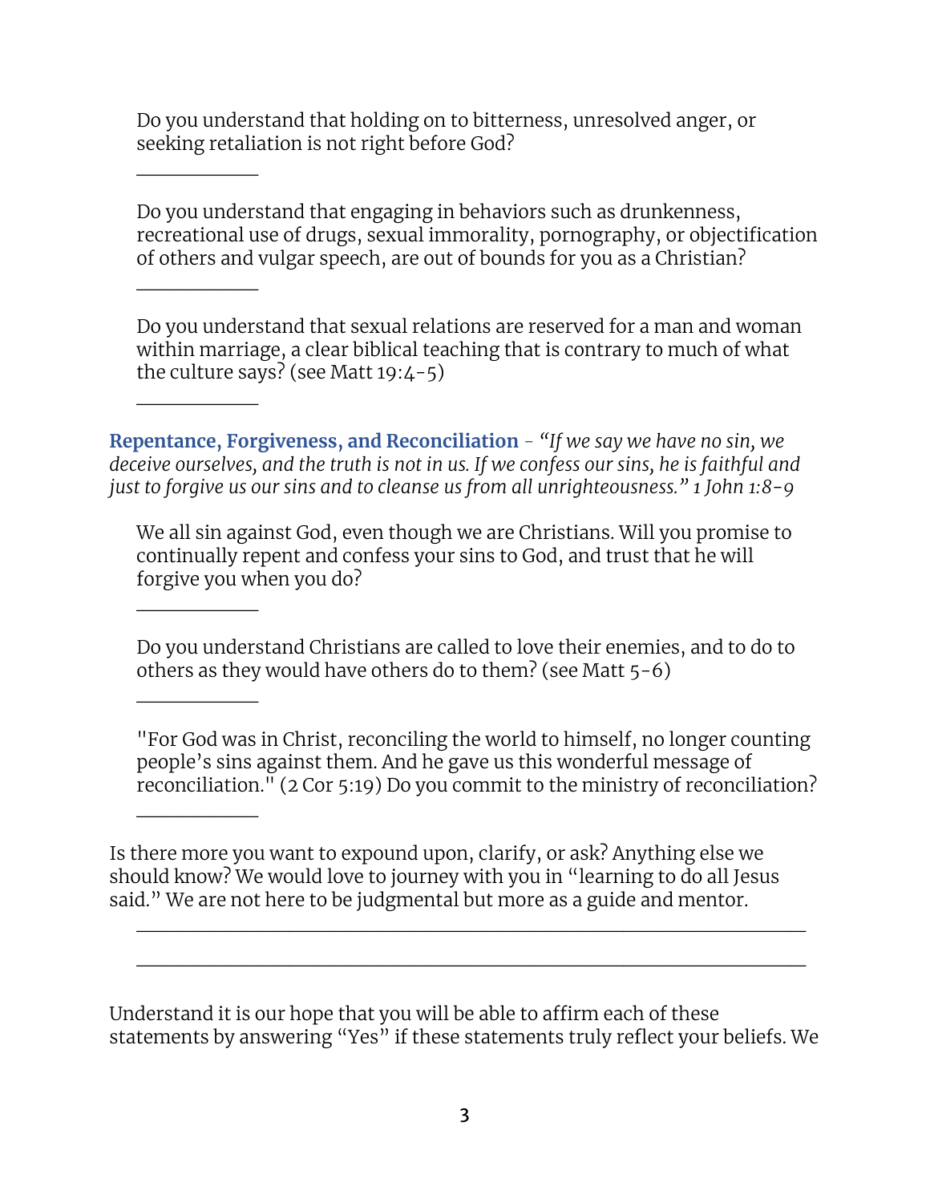Do you understand that holding on to bitterness, unresolved anger, or seeking retaliation is not right before God?

____________

Do you understand that engaging in behaviors such as drunkenness, recreational use of drugs, sexual immorality, pornography, or objectification of others and vulgar speech, are out of bounds for you as a Christian?

____________

Do you understand that sexual relations are reserved for a man and woman within marriage, a clear biblical teaching that is contrary to much of what the culture says? (see Matt 19:4-5)

____________

**Repentance, Forgiveness, and Reconciliation** - *"If we say we have no sin, we deceive ourselves, and the truth is not in us. If we confess our sins, he is faithful and just to forgive us our sins and to cleanse us from all unrighteousness." 1 John 1:8-9*

We all sin against God, even though we are Christians. Will you promise to continually repent and confess your sins to God, and trust that he will forgive you when you do?

____________

Do you understand Christians are called to love their enemies, and to do to others as they would have others do to them? (see Matt 5-6)

____________

"For God was in Christ, reconciling the world to himself, no longer counting people's sins against them. And he gave us this wonderful message of reconciliation." (2 Cor 5:19) Do you commit to the ministry of reconciliation?

____________

Is there more you want to expound upon, clarify, or ask? Anything else we should know? We would love to journey with you in "learning to do all Jesus said." We are not here to be judgmental but more as a guide and mentor.

______________________________________________________________

______________________________________________________________

Understand it is our hope that you will be able to affirm each of these statements by answering "Yes" if these statements truly reflect your beliefs. We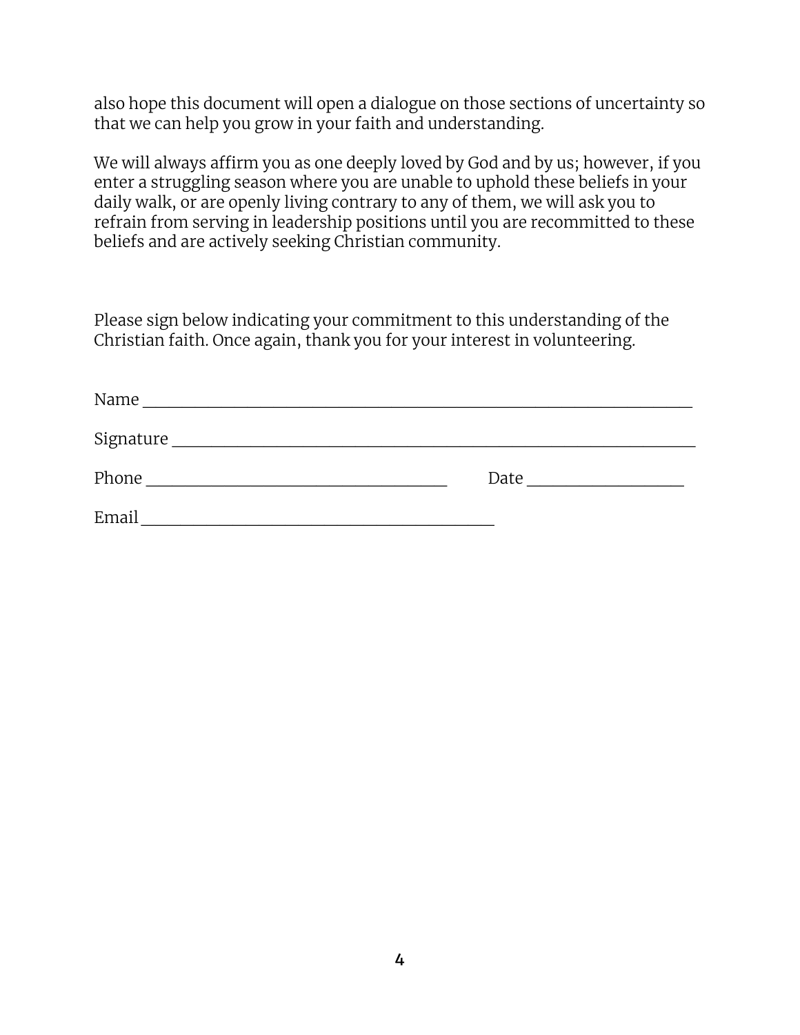also hope this document will open a dialogue on those sections of uncertainty so that we can help you grow in your faith and understanding.

We will always affirm you as one deeply loved by God and by us; however, if you enter a struggling season where you are unable to uphold these beliefs in your daily walk, or are openly living contrary to any of them, we will ask you to refrain from serving in leadership positions until you are recommitted to these beliefs and are actively seeking Christian community.

Please sign below indicating your commitment to this understanding of the Christian faith. Once again, thank you for your interest in volunteering.

Name ______________________________________________________________

Signature __________________________________________________________

Phone __________________________________ Date ___________________

Email ________________________________________